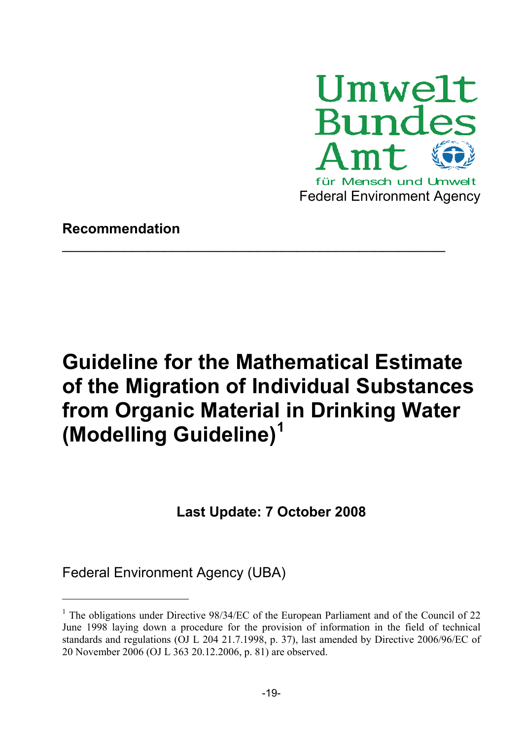Umwelt
Bundes
Amt

für Mensch und Umwelt

Federal Environment Agency

**Recommendation**

---

# Guideline for the Mathematical Estimate of the Migration of Individual Substances from Organic Material in Drinking Water (Modelling Guideline)[1]

**Last Update: 7 October 2008**

Federal Environment Agency (UBA)

---

[1] The obligations under Directive 98/34/EC of the European Parliament and of the Council of 22 June 1998 laying down a procedure for the provision of information in the field of technical standards and regulations (OJ L 204 21.7.1998, p. 37), last amended by Directive 2006/96/EC of 20 November 2006 (OJ L 363 20.12.2006, p. 81) are observed.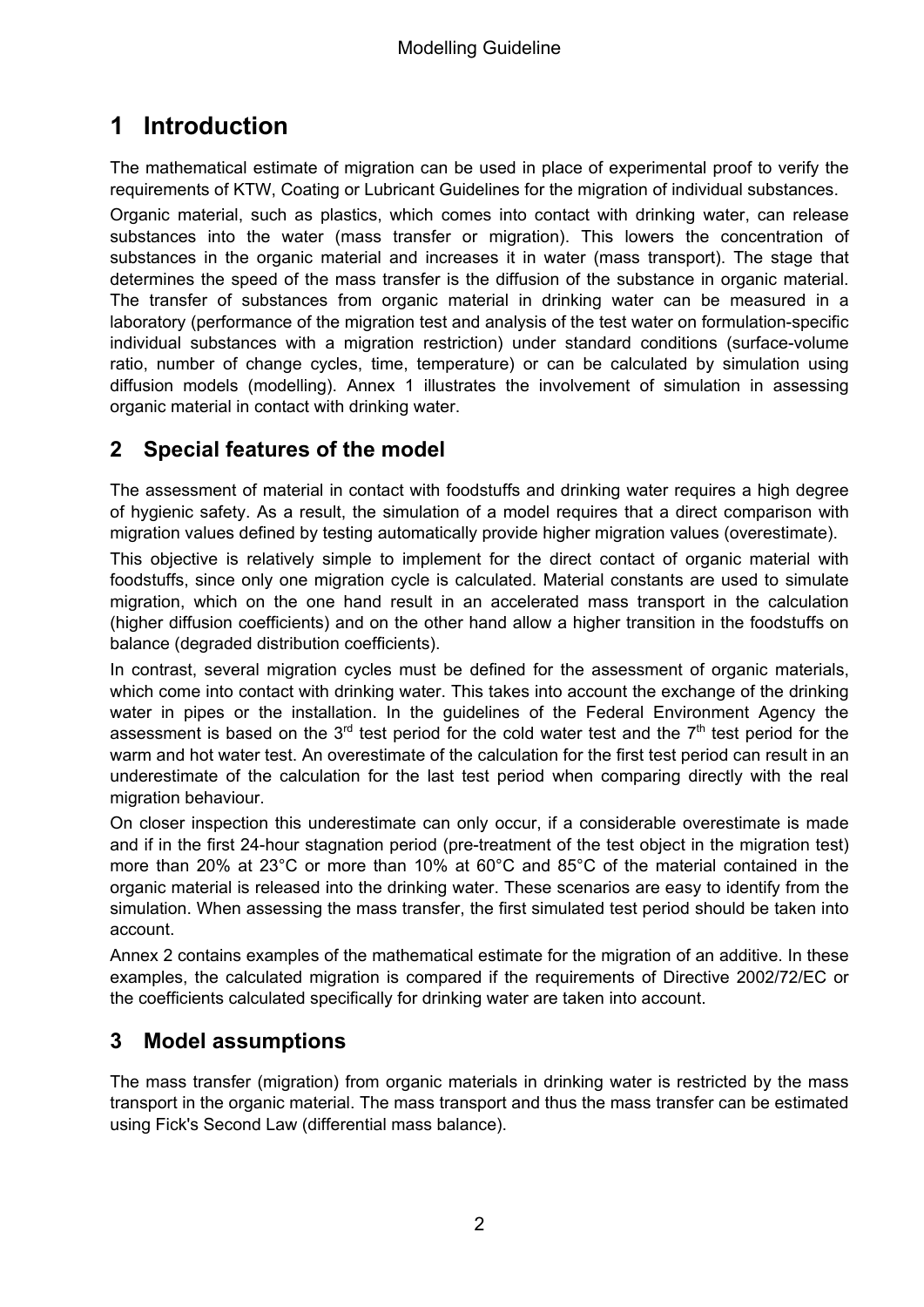# 1 Introduction

The mathematical estimate of migration can be used in place of experimental proof to verify the requirements of KTW, Coating or Lubricant Guidelines for the migration of individual substances.

Organic material, such as plastics, which comes into contact with drinking water, can release substances into the water (mass transfer or migration). This lowers the concentration of substances in the organic material and increases it in water (mass transport). The stage that determines the speed of the mass transfer is the diffusion of the substance in organic material. The transfer of substances from organic material in drinking water can be measured in a laboratory (performance of the migration test and analysis of the test water on formulation-specific individual substances with a migration restriction) under standard conditions (surface-volume ratio, number of change cycles, time, temperature) or can be calculated by simulation using diffusion models (modelling). Annex 1 illustrates the involvement of simulation in assessing organic material in contact with drinking water.

# 2 Special features of the model

The assessment of material in contact with foodstuffs and drinking water requires a high degree of hygienic safety. As a result, the simulation of a model requires that a direct comparison with migration values defined by testing automatically provide higher migration values (overestimate).

This objective is relatively simple to implement for the direct contact of organic material with foodstuffs, since only one migration cycle is calculated. Material constants are used to simulate migration, which on the one hand result in an accelerated mass transport in the calculation (higher diffusion coefficients) and on the other hand allow a higher transition in the foodstuffs on balance (degraded distribution coefficients).

In contrast, several migration cycles must be defined for the assessment of organic materials, which come into contact with drinking water. This takes into account the exchange of the drinking water in pipes or the installation. In the guidelines of the Federal Environment Agency the assessment is based on the 3rd test period for the cold water test and the 7th test period for the warm and hot water test. An overestimate of the calculation for the first test period can result in an underestimate of the calculation for the last test period when comparing directly with the real migration behaviour.

On closer inspection this underestimate can only occur, if a considerable overestimate is made and if in the first 24-hour stagnation period (pre-treatment of the test object in the migration test) more than 20% at 23°C or more than 10% at 60°C and 85°C of the material contained in the organic material is released into the drinking water. These scenarios are easy to identify from the simulation. When assessing the mass transfer, the first simulated test period should be taken into account.

Annex 2 contains examples of the mathematical estimate for the migration of an additive. In these examples, the calculated migration is compared if the requirements of Directive 2002/72/EC or the coefficients calculated specifically for drinking water are taken into account.

# 3 Model assumptions

The mass transfer (migration) from organic materials in drinking water is restricted by the mass transport in the organic material. The mass transport and thus the mass transfer can be estimated using Fick's Second Law (differential mass balance).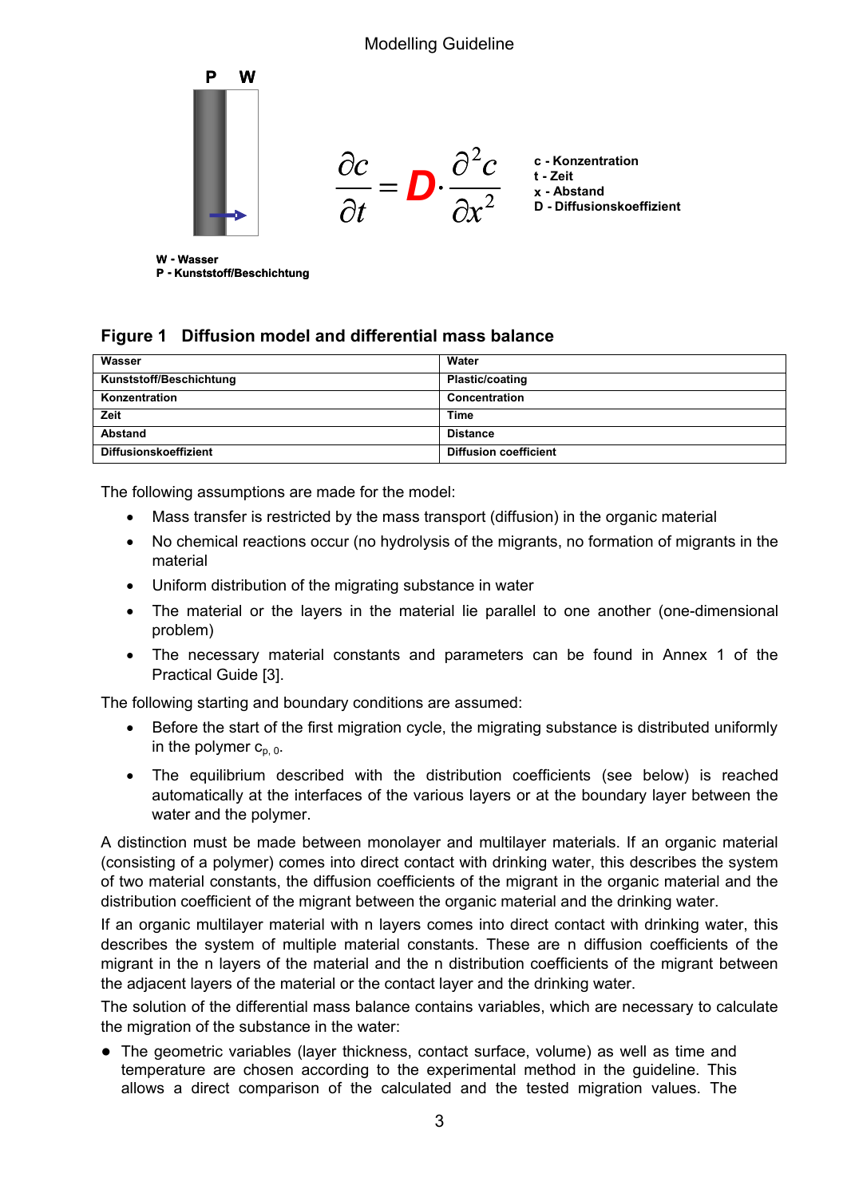$$\frac{\partial c}{\partial t} = D \cdot \frac{\partial^2 c}{\partial x^2}$$

c - Konzentration
t - Zeit
x - Abstand
D - Diffusionskoeffizient

W - Wasser
P - Kunststoff/Beschichtung

**Figure 1 Diffusion model and differential mass balance**

| Wasser | Water |
|---|---|
| Kunststoff/Beschichtung | Plastic/coating |
| Konzentration | Concentration |
| Zeit | Time |
| Abstand | Distance |
| Diffusionskoeffizient | Diffusion coefficient |

The following assumptions are made for the model:

- Mass transfer is restricted by the mass transport (diffusion) in the organic material
- No chemical reactions occur (no hydrolysis of the migrants, no formation of migrants in the material
- Uniform distribution of the migrating substance in water
- The material or the layers in the material lie parallel to one another (one-dimensional problem)
- The necessary material constants and parameters can be found in Annex 1 of the Practical Guide [3].

The following starting and boundary conditions are assumed:

- Before the start of the first migration cycle, the migrating substance is distributed uniformly in the polymer $c_{p,0}$.
- The equilibrium described with the distribution coefficients (see below) is reached automatically at the interfaces of the various layers or at the boundary layer between the water and the polymer.

A distinction must be made between monolayer and multilayer materials. If an organic material (consisting of a polymer) comes into direct contact with drinking water, this describes the system of two material constants, the diffusion coefficients of the migrant in the organic material and the distribution coefficient of the migrant between the organic material and the drinking water.

If an organic multilayer material with n layers comes into direct contact with drinking water, this describes the system of multiple material constants. These are n diffusion coefficients of the migrant in the n layers of the material and the n distribution coefficients of the migrant between the adjacent layers of the material or the contact layer and the drinking water.

The solution of the differential mass balance contains variables, which are necessary to calculate the migration of the substance in the water:

- The geometric variables (layer thickness, contact surface, volume) as well as time and temperature are chosen according to the experimental method in the guideline. This allows a direct comparison of the calculated and the tested migration values. The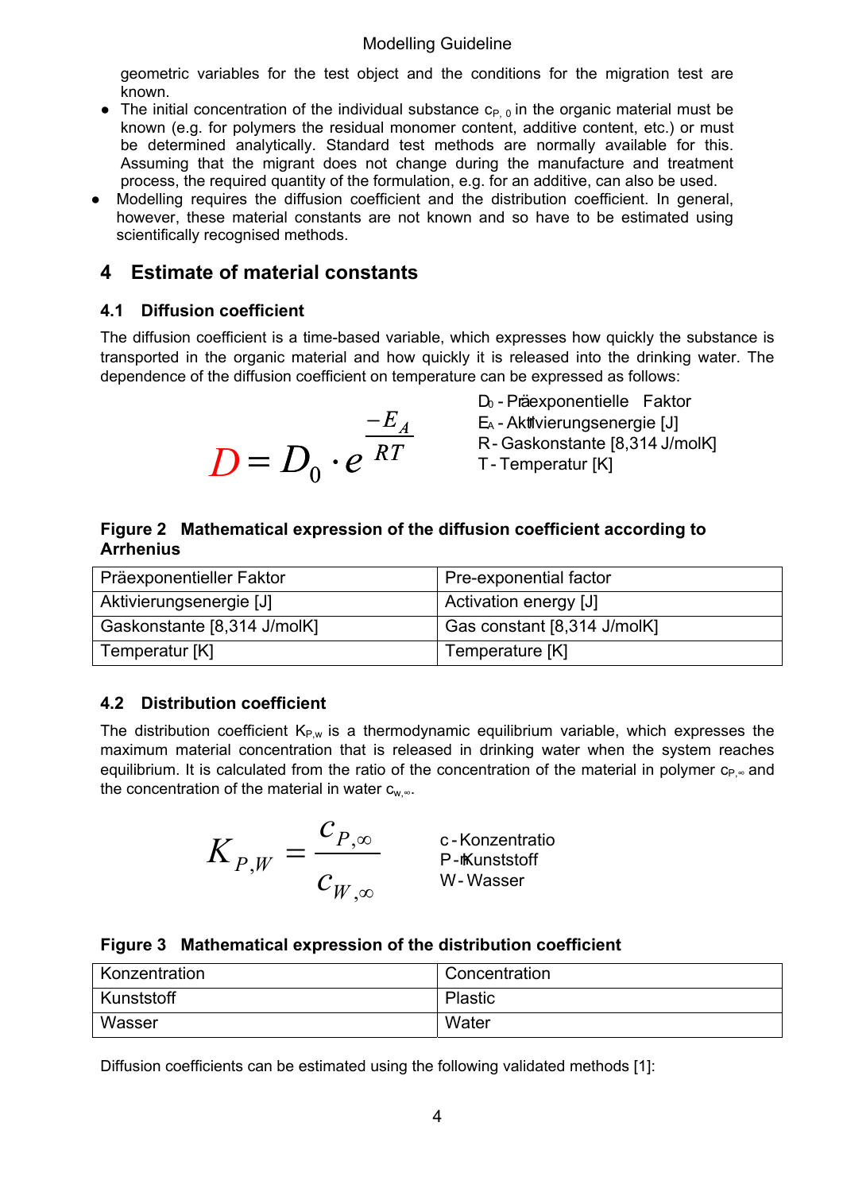geometric variables for the test object and the conditions for the migration test are known.

- The initial concentration of the individual substance $c_{P,0}$ in the organic material must be known (e.g. for polymers the residual monomer content, additive content, etc.) or must be determined analytically. Standard test methods are normally available for this. Assuming that the migrant does not change during the manufacture and treatment process, the required quantity of the formulation, e.g. for an additive, can also be used.
- Modelling requires the diffusion coefficient and the distribution coefficient. In general, however, these material constants are not known and so have to be estimated using scientifically recognised methods.

# 4 Estimate of material constants

## 4.1 Diffusion coefficient

The diffusion coefficient is a time-based variable, which expresses how quickly the substance is transported in the organic material and how quickly it is released into the drinking water. The dependence of the diffusion coefficient on temperature can be expressed as follows:

$$D = D_0 \cdot e^{\frac{-E_A}{RT}}$$

$D_0$ - Präexponentielle Faktor
$E_A$ - Aktivierungsenergie [J]
R - Gaskonstante [8,314 J/molK]
T - Temperatur [K]

**Figure 2 Mathematical expression of the diffusion coefficient according to Arrhenius**

| Präexponentieller Faktor | Pre-exponential factor |
|---|---|
| Aktivierungsenergie [J] | Activation energy [J] |
| Gaskonstante [8,314 J/molK] | Gas constant [8,314 J/molK] |
| Temperatur [K] | Temperature [K] |

## 4.2 Distribution coefficient

The distribution coefficient $K_{P,w}$ is a thermodynamic equilibrium variable, which expresses the maximum material concentration that is released in drinking water when the system reaches equilibrium. It is calculated from the ratio of the concentration of the material in polymer $c_{P,\infty}$ and the concentration of the material in water $c_{w,\infty}$.

$$K_{P,W} = \frac{c_{P,\infty}}{c_{W,\infty}}$$

c - Konzentratio
P - Kunststoff
W - Wasser

**Figure 3 Mathematical expression of the distribution coefficient**

| Konzentration | Concentration |
|---|---|
| Kunststoff | Plastic |
| Wasser | Water |

Diffusion coefficients can be estimated using the following validated methods [1]: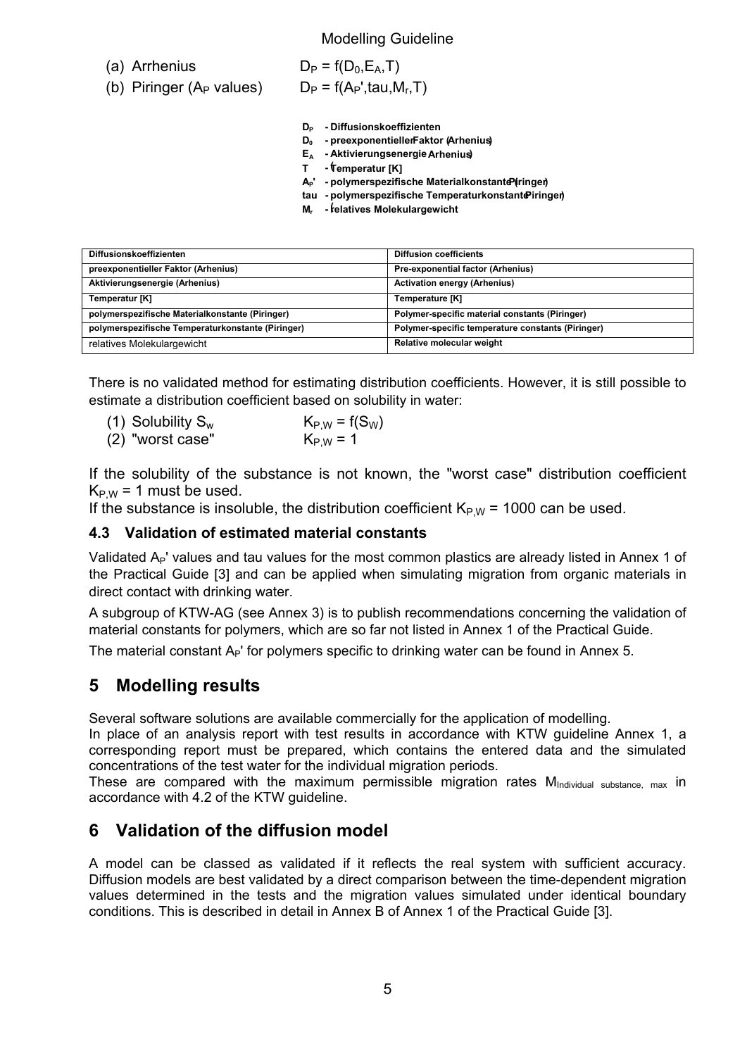(a) Arrhenius $D_P = f(D_0,E_A,T)$

(b) Piringer ($A_P$ values) $D_P = f(A_P',tau,M_r,T)$

**$D_P$ - Diffusionskoeffizienten**
**$D_0$ - preexponentieller Faktor (Arhenius)**
**$E_A$ - Aktivierungsenergie (Arhenius)**
**T - Temperatur [K]**
**$A_P'$ - polymerspezifische Materialkonstante (Piringer)**
**tau - polymerspezifische Temperaturkonstante (Piringer)**
**$M_r$ - relatives Molekulargewicht**

| Diffusionskoeffizienten | Diffusion coefficients |
|---|---|
| preexponentieller Faktor (Arhenius) | Pre-exponential factor (Arhenius) |
| Aktivierungsenergie (Arhenius) | Activation energy (Arhenius) |
| Temperatur [K] | Temperature [K] |
| polymerspezifische Materialkonstante (Piringer) | Polymer-specific material constants (Piringer) |
| polymerspezifische Temperaturkonstante (Piringer) | Polymer-specific temperature constants (Piringer) |
| relatives Molekulargewicht | Relative molecular weight |

There is no validated method for estimating distribution coefficients. However, it is still possible to estimate a distribution coefficient based on solubility in water:

(1) Solubility $S_w$ $K_{P,W} = f(S_W)$

(2) "worst case" $K_{P,W} = 1$

If the solubility of the substance is not known, the "worst case" distribution coefficient $K_{P,W} = 1$ must be used.

If the substance is insoluble, the distribution coefficient $K_{P,W} = 1000$ can be used.

### 4.3 Validation of estimated material constants

Validated $A_P$' values and tau values for the most common plastics are already listed in Annex 1 of the Practical Guide [3] and can be applied when simulating migration from organic materials in direct contact with drinking water.

A subgroup of KTW-AG (see Annex 3) is to publish recommendations concerning the validation of material constants for polymers, which are so far not listed in Annex 1 of the Practical Guide.

The material constant $A_P$' for polymers specific to drinking water can be found in Annex 5.

## 5 Modelling results

Several software solutions are available commercially for the application of modelling.

In place of an analysis report with test results in accordance with KTW guideline Annex 1, a corresponding report must be prepared, which contains the entered data and the simulated concentrations of the test water for the individual migration periods.

These are compared with the maximum permissible migration rates $M_{\text{Individual substance, max}}$ in accordance with 4.2 of the KTW guideline.

## 6 Validation of the diffusion model

A model can be classed as validated if it reflects the real system with sufficient accuracy. Diffusion models are best validated by a direct comparison between the time-dependent migration values determined in the tests and the migration values simulated under identical boundary conditions. This is described in detail in Annex B of Annex 1 of the Practical Guide [3].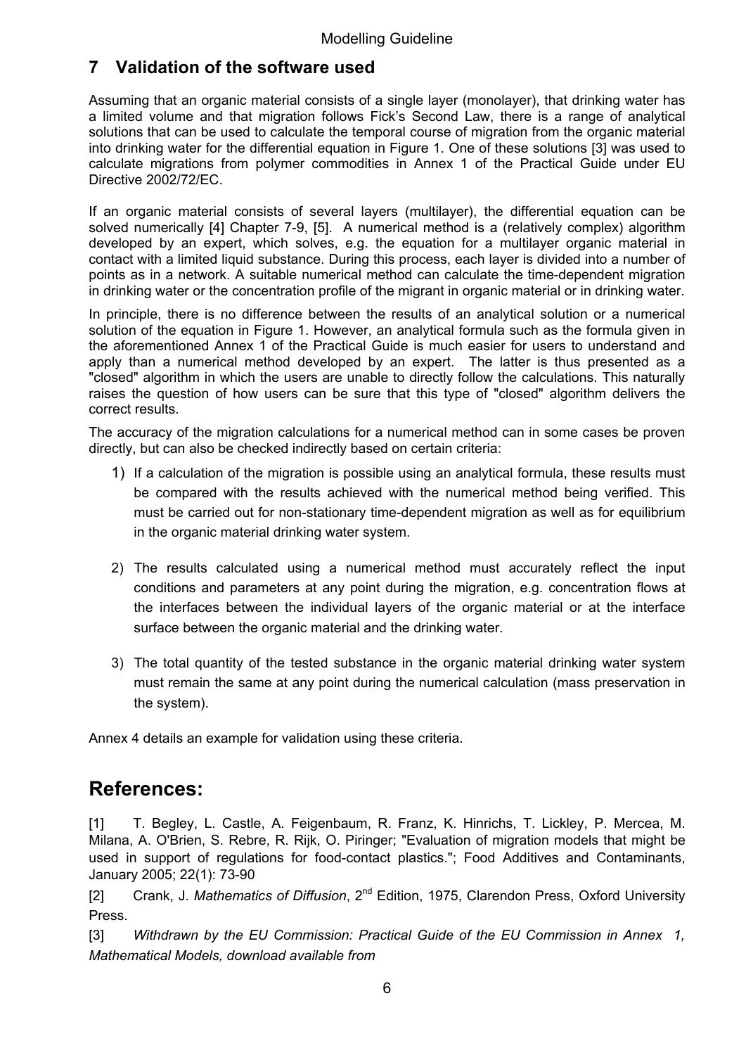## 7 Validation of the software used

Assuming that an organic material consists of a single layer (monolayer), that drinking water has a limited volume and that migration follows Fick's Second Law, there is a range of analytical solutions that can be used to calculate the temporal course of migration from the organic material into drinking water for the differential equation in Figure 1. One of these solutions [3] was used to calculate migrations from polymer commodities in Annex 1 of the Practical Guide under EU Directive 2002/72/EC.

If an organic material consists of several layers (multilayer), the differential equation can be solved numerically [4] Chapter 7-9, [5]. A numerical method is a (relatively complex) algorithm developed by an expert, which solves, e.g. the equation for a multilayer organic material in contact with a limited liquid substance. During this process, each layer is divided into a number of points as in a network. A suitable numerical method can calculate the time-dependent migration in drinking water or the concentration profile of the migrant in organic material or in drinking water.

In principle, there is no difference between the results of an analytical solution or a numerical solution of the equation in Figure 1. However, an analytical formula such as the formula given in the aforementioned Annex 1 of the Practical Guide is much easier for users to understand and apply than a numerical method developed by an expert. The latter is thus presented as a "closed" algorithm in which the users are unable to directly follow the calculations. This naturally raises the question of how users can be sure that this type of "closed" algorithm delivers the correct results.

The accuracy of the migration calculations for a numerical method can in some cases be proven directly, but can also be checked indirectly based on certain criteria:

1) If a calculation of the migration is possible using an analytical formula, these results must be compared with the results achieved with the numerical method being verified. This must be carried out for non-stationary time-dependent migration as well as for equilibrium in the organic material drinking water system.

2) The results calculated using a numerical method must accurately reflect the input conditions and parameters at any point during the migration, e.g. concentration flows at the interfaces between the individual layers of the organic material or at the interface surface between the organic material and the drinking water.

3) The total quantity of the tested substance in the organic material drinking water system must remain the same at any point during the numerical calculation (mass preservation in the system).

Annex 4 details an example for validation using these criteria.

# References:

[1] T. Begley, L. Castle, A. Feigenbaum, R. Franz, K. Hinrichs, T. Lickley, P. Mercea, M. Milana, A. O'Brien, S. Rebre, R. Rijk, O. Piringer; "Evaluation of migration models that might be used in support of regulations for food-contact plastics."; Food Additives and Contaminants, January 2005; 22(1): 73-90

[2] Crank, J. *Mathematics of Diffusion*, 2nd Edition, 1975, Clarendon Press, Oxford University Press.

[3] *Withdrawn by the EU Commission: Practical Guide of the EU Commission in Annex 1, Mathematical Models, download available from*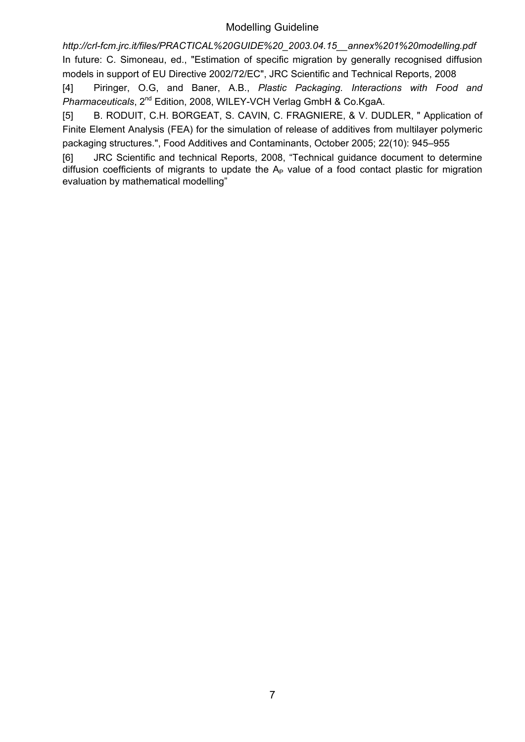*http://crl-fcm.jrc.it/files/PRACTICAL%20GUIDE%20_2003.04.15__annex%201%20modelling.pdf*
In future: C. Simoneau, ed., "Estimation of specific migration by generally recognised diffusion models in support of EU Directive 2002/72/EC", JRC Scientific and Technical Reports, 2008

[4] Piringer, O.G, and Baner, A.B., *Plastic Packaging. Interactions with Food and Pharmaceuticals*, 2nd Edition, 2008, WILEY-VCH Verlag GmbH & Co.KgaA.

[5] B. RODUIT, C.H. BORGEAT, S. CAVIN, C. FRAGNIERE, & V. DUDLER, " Application of Finite Element Analysis (FEA) for the simulation of release of additives from multilayer polymeric packaging structures.", Food Additives and Contaminants, October 2005; 22(10): 945–955

[6] JRC Scientific and technical Reports, 2008, "Technical guidance document to determine diffusion coefficients of migrants to update the $A_P$ value of a food contact plastic for migration evaluation by mathematical modelling"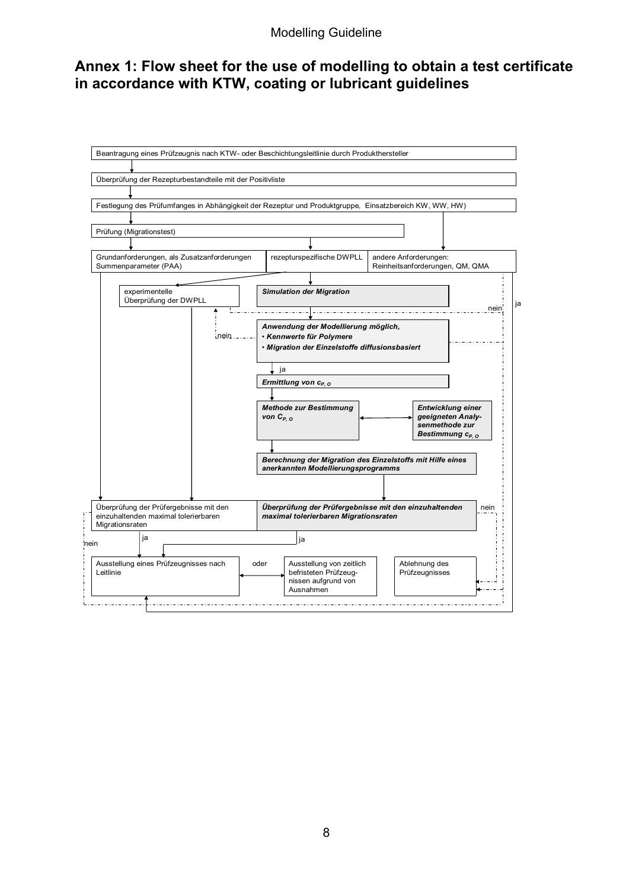# Annex 1: Flow sheet for the use of modelling to obtain a test certificate in accordance with KTW, coating or lubricant guidelines

Beantragung eines Prüfzeugnis nach KTW- oder Beschichtungsleitlinie durch Produkthersteller

Überprüfung der Rezepturbestandteile mit der Positivliste

Festlegung des Prüfumfanges in Abhängigkeit der Rezeptur und Produktgruppe, Einsatzbereich KW, WW, HW)

Prüfung (Migrationstest)

Grundanforderungen, als Zusatzanforderungen Summenparameter (PAA)

rezepturspezifische DWPLL

andere Anforderungen: Reinheitsanforderungen, QM, QMA

experimentelle Überprüfung der DWPLL

***Simulation der Migration***

nein

ja

***Anwendung der Modellierung möglich,***
- ***Kennwerte für Polymere***
- ***Migration der Einzelstoffe diffusionsbasiert***

nein

ja

***Ermittlung von $c_{P,O}$***

***Methode zur Bestimmung von $C_{P,O}$***

***Entwicklung einer geeigneten Analysenmethode zur Bestimmung $c_{P,O}$***

***Berechnung der Migration des Einzelstoffs mit Hilfe eines anerkannten Modellierungsprogramms***

Überprüfung der Prüfergebnisse mit den einzuhaltenden maximal tolerierbaren Migrationsraten

***Überprüfung der Prüfergebnisse mit den einzuhaltenden maximal tolerierbaren Migrationsraten***

nein

ja

ja

nein

Ausstellung eines Prüfzeugnisses nach Leitlinie

oder

Ausstellung von zeitlich befristeten Prüfzeugnissen aufgrund von Ausnahmen

Ablehnung des Prüfzeugnisses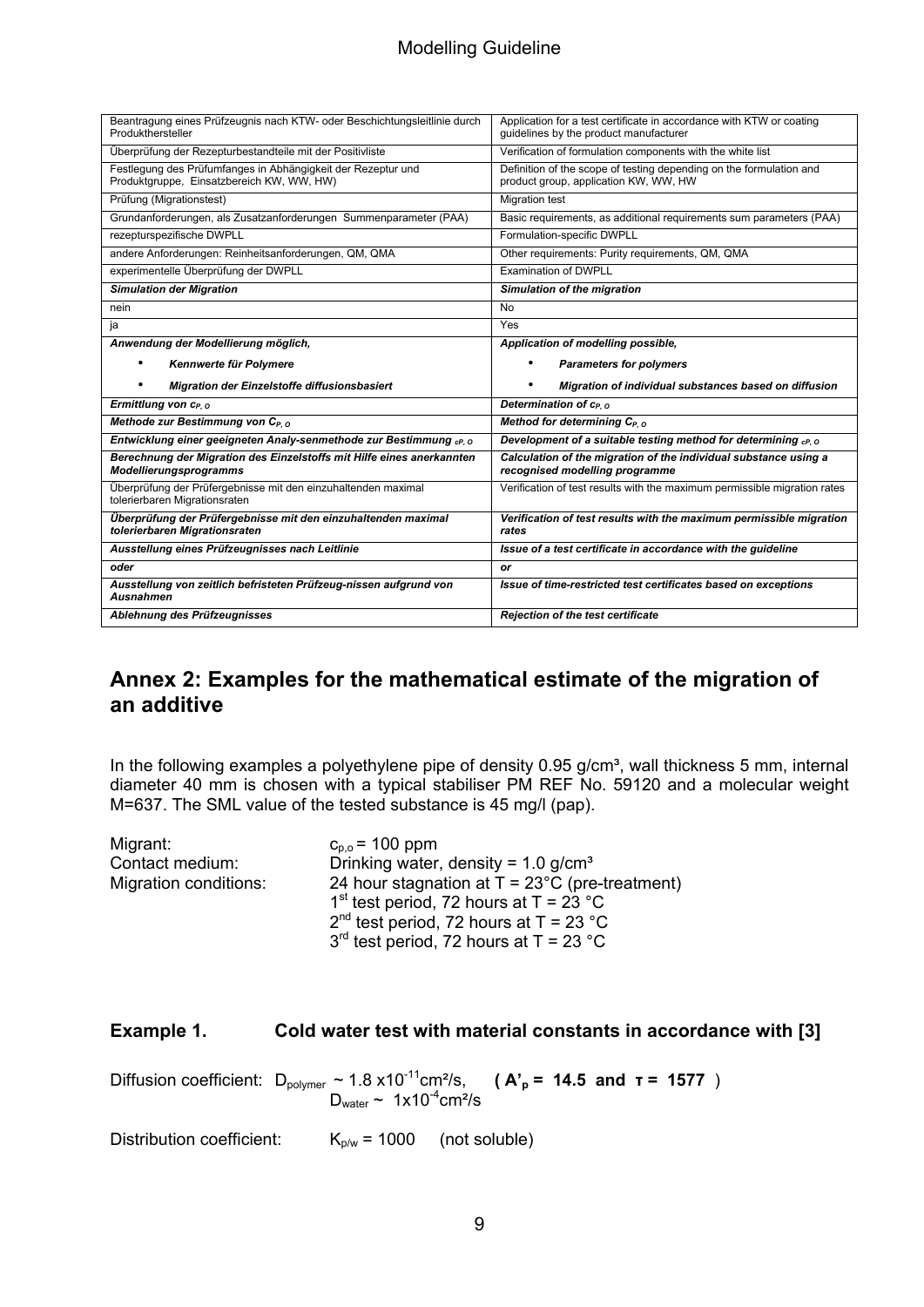| Beantragung eines Prüfzeugnis nach KTW- oder Beschichtungsleitlinie durch Produkthersteller | Application for a test certificate in accordance with KTW or coating guidelines by the product manufacturer |
|---|---|
| Überprüfung der Rezepturbestandteile mit der Positivliste | Verification of formulation components with the white list |
| Festlegung des Prüfumfanges in Abhängigkeit der Rezeptur und Produktgruppe, Einsatzbereich KW, WW, HW) | Definition of the scope of testing depending on the formulation and product group, application KW, WW, HW |
| Prüfung (Migrationstest) | Migration test |
| Grundanforderungen, als Zusatzanforderungen Summenparameter (PAA) | Basic requirements, as additional requirements sum parameters (PAA) |
| rezepturspezifische DWPLL | Formulation-specific DWPLL |
| andere Anforderungen: Reinheitsanforderungen, QM, QMA | Other requirements: Purity requirements, QM, QMA |
| experimentelle Überprüfung der DWPLL | Examination of DWPLL |
| ***Simulation der Migration*** | ***Simulation of the migration*** |
| nein | No |
| ja | Yes |
| ***Anwendung der Modellierung möglich,*** | ***Application of modelling possible,*** |
| • ***Kennwerte für Polymere*** | • ***Parameters for polymers*** |
| • ***Migration der Einzelstoffe diffusionsbasiert*** | • ***Migration of individual substances based on diffusion*** |
| ***Ermittlung von $c_{P,O}$*** | ***Determination of $c_{P,O}$*** |
| ***Methode zur Bestimmung von $C_{P,O}$*** | ***Method for determining $C_{P,O}$*** |
| ***Entwicklung einer geeigneten Analy-senmethode zur Bestimmung $_{cP,O}$*** | ***Development of a suitable testing method for determining $_{cP,O}$*** |
| ***Berechnung der Migration des Einzelstoffs mit Hilfe eines anerkannten Modellierungsprogramms*** | ***Calculation of the migration of the individual substance using a recognised modelling programme*** |
| Überprüfung der Prüfergebnisse mit den einzuhaltenden maximal tolerierbaren Migrationsraten | Verification of test results with the maximum permissible migration rates |
| ***Überprüfung der Prüfergebnisse mit den einzuhaltenden maximal tolerierbaren Migrationsraten*** | ***Verification of test results with the maximum permissible migration rates*** |
| ***Ausstellung eines Prüfzeugnisses nach Leitlinie*** | ***Issue of a test certificate in accordance with the guideline*** |
| ***oder*** | ***or*** |
| ***Ausstellung von zeitlich befristeten Prüfzeug-nissen aufgrund von Ausnahmen*** | ***Issue of time-restricted test certificates based on exceptions*** |
| ***Ablehnung des Prüfzeugnisses*** | ***Rejection of the test certificate*** |

## Annex 2: Examples for the mathematical estimate of the migration of an additive

In the following examples a polyethylene pipe of density 0.95 g/cm³, wall thickness 5 mm, internal diameter 40 mm is chosen with a typical stabiliser PM REF No. 59120 and a molecular weight M=637. The SML value of the tested substance is 45 mg/l (pap).

Migrant: $c_{p,o}$ = 100 ppm
Contact medium: Drinking water, density = 1.0 g/cm³
Migration conditions: 24 hour stagnation at T = 23°C (pre-treatment)
1st test period, 72 hours at T = 23 °C
2nd test period, 72 hours at T = 23 °C
3rd test period, 72 hours at T = 23 °C

### Example 1. Cold water test with material constants in accordance with [3]

Diffusion coefficient: $D_{polymer} \sim 1.8 \times 10^{-11}$ cm²/s, **( $A'_p$ = 14.5 and $\tau$ = 1577 )**
$D_{water} \sim 1 \times 10^{-4}$ cm²/s

Distribution coefficient: $K_{p/w}$ = 1000 (not soluble)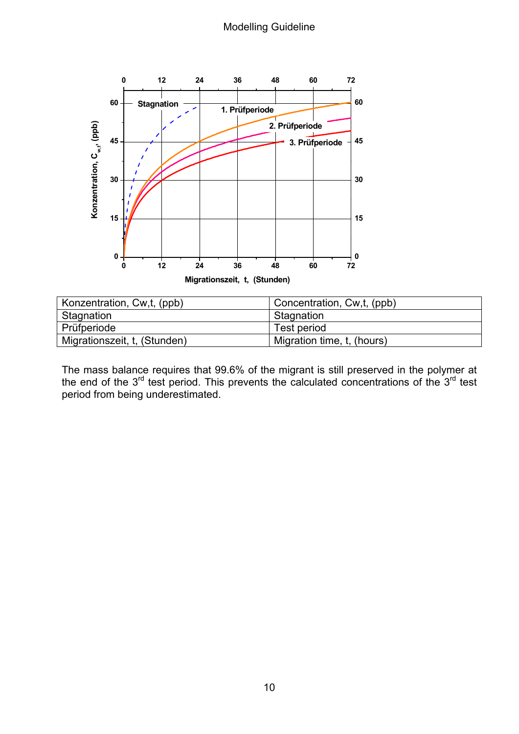| Konzentration, Cw,t, (ppb) | Concentration, Cw,t, (ppb) |
|---|---|
| Stagnation | Stagnation |
| Prüfperiode | Test period |
| Migrationszeit, t, (Stunden) | Migration time, t, (hours) |

The mass balance requires that 99.6% of the migrant is still preserved in the polymer at the end of the 3rd test period. This prevents the calculated concentrations of the 3rd test period from being underestimated.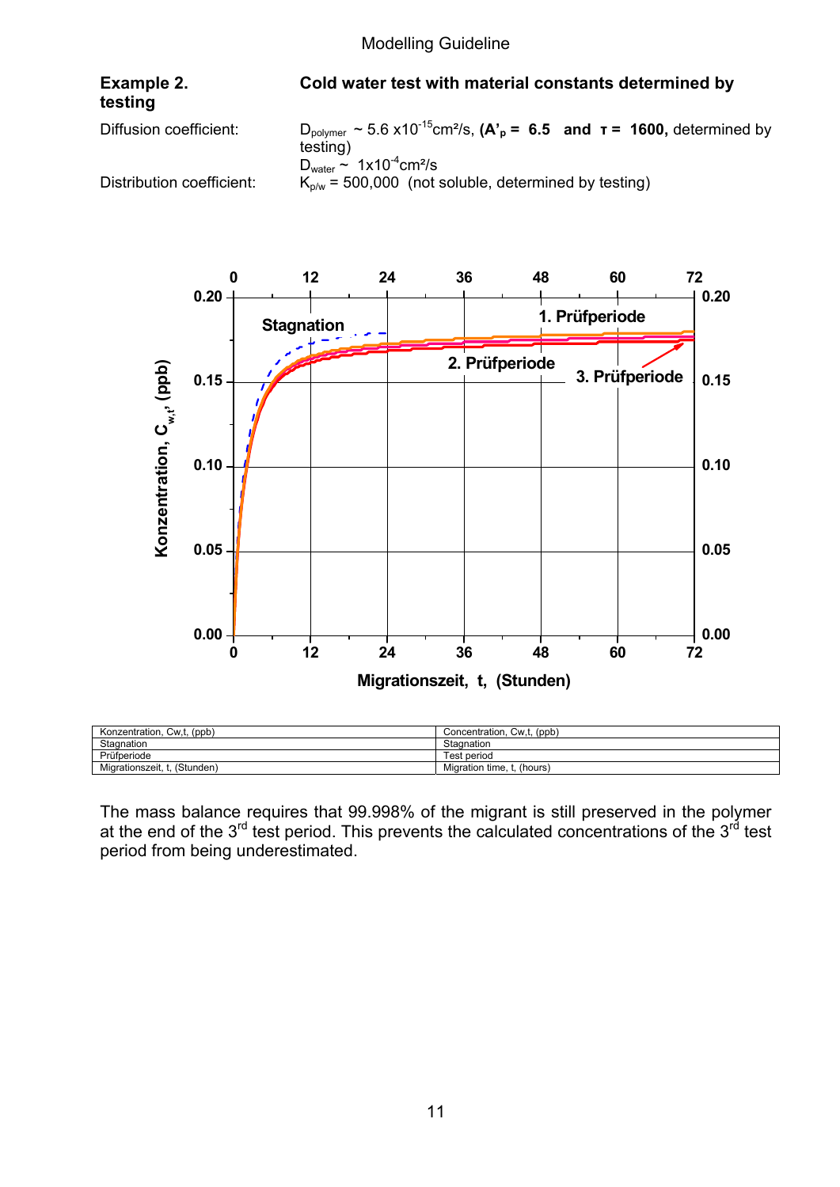**Example 2. testing** — **Cold water test with material constants determined by**

Diffusion coefficient: $D_{polymer}$ ~ 5.6 x$10^{-15}$cm²/s, **($A'_p$ = 6.5 and τ = 1600,** determined by testing)

$D_{water}$ ~ 1x$10^{-4}$cm²/s

Distribution coefficient: $K_{p/w}$ = 500,000 (not soluble, determined by testing)

| Konzentration, Cw,t, (ppb) | Concentration, Cw,t, (ppb) |
|---|---|
| Stagnation | Stagnation |
| Prüfperiode | Test period |
| Migrationszeit, t, (Stunden) | Migration time, t, (hours) |

The mass balance requires that 99.998% of the migrant is still preserved in the polymer at the end of the 3rd test period. This prevents the calculated concentrations of the 3rd test period from being underestimated.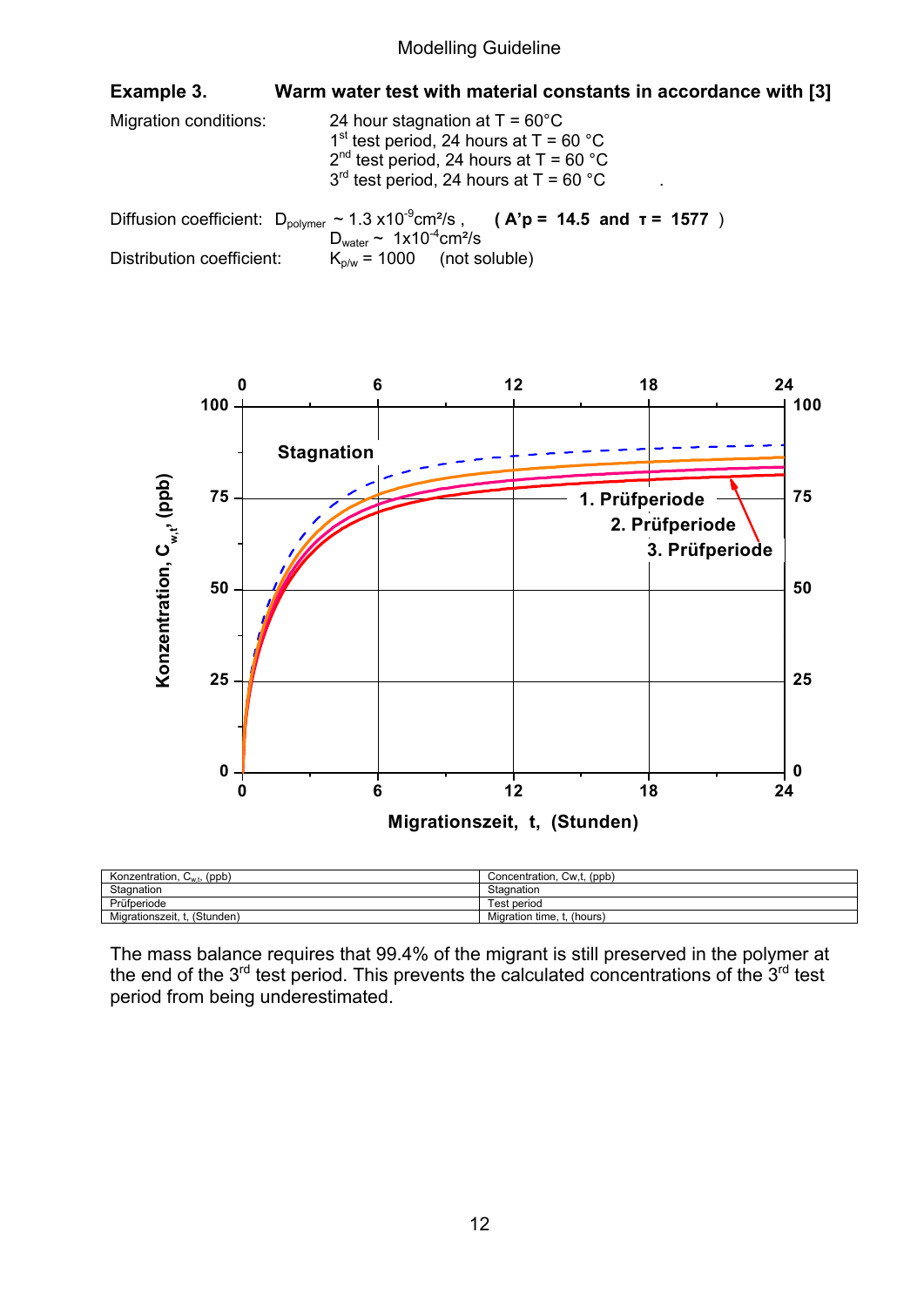**Example 3. Warm water test with material constants in accordance with [3]**

Migration conditions: 24 hour stagnation at T = 60°C
1[st] test period, 24 hours at T = 60 °C
2[nd] test period, 24 hours at T = 60 °C
3[rd] test period, 24 hours at T = 60 °C .

Diffusion coefficient: $D_{polymer}$ ~ 1.3 x$10^{-9}$cm²/s , **( A'p = 14.5 and τ = 1577 )**
$D_{water}$ ~ 1x$10^{-4}$cm²/s

Distribution coefficient: $K_{p/w}$ = 1000 (not soluble)

| Konzentration, $C_{w,t}$, (ppb) | Concentration, Cw,t, (ppb) |
|---|---|
| Stagnation | Stagnation |
| Prüfperiode | Test period |
| Migrationszeit, t, (Stunden) | Migration time, t, (hours) |

The mass balance requires that 99.4% of the migrant is still preserved in the polymer at the end of the 3[rd] test period. This prevents the calculated concentrations of the 3[rd] test period from being underestimated.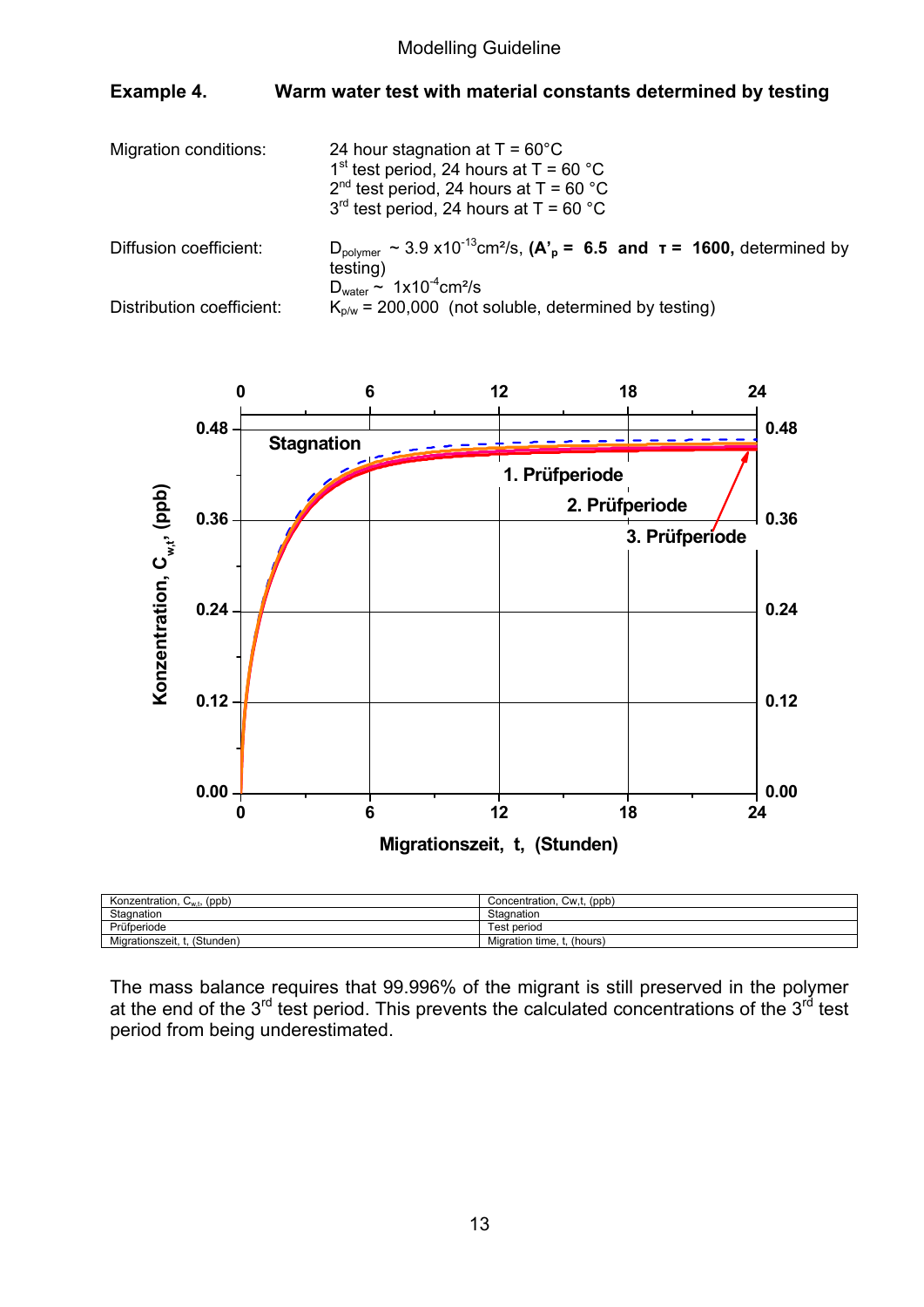### Example 4. Warm water test with material constants determined by testing

| | |
|---|---|
| Migration conditions: | 24 hour stagnation at T = 60°C<br>1st test period, 24 hours at T = 60 °C<br>2nd test period, 24 hours at T = 60 °C<br>3rd test period, 24 hours at T = 60 °C |
| Diffusion coefficient: | $D_{polymer}$ ~ 3.9 x$10^{-13}$cm²/s, **($A'_p$ = 6.5 and τ = 1600,** determined by testing)<br>$D_{water}$ ~ 1x$10^{-4}$cm²/s |
| Distribution coefficient: | $K_{p/w}$ = 200,000 (not soluble, determined by testing) |

| Konzentration, $C_{w,t}$, (ppb) | Concentration, Cw,t, (ppb) |
|---|---|
| Stagnation | Stagnation |
| Prüfperiode | Test period |
| Migrationszeit, t, (Stunden) | Migration time, t, (hours) |

The mass balance requires that 99.996% of the migrant is still preserved in the polymer at the end of the 3rd test period. This prevents the calculated concentrations of the 3rd test period from being underestimated.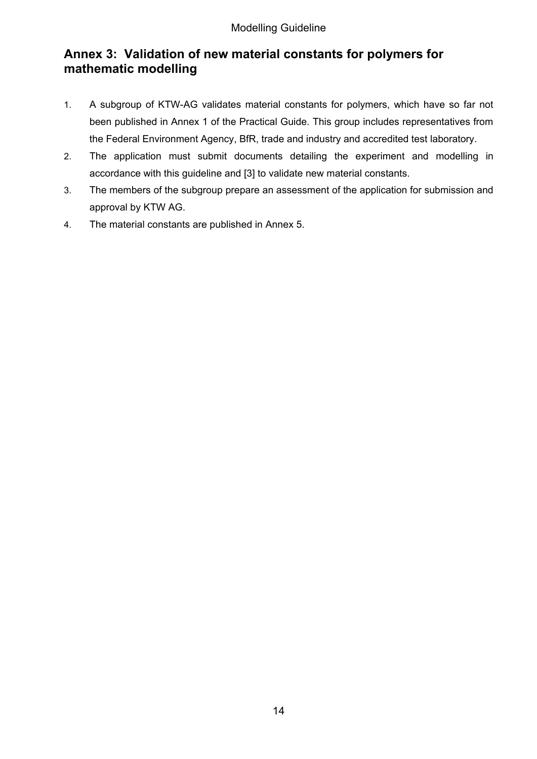## Annex 3: Validation of new material constants for polymers for mathematic modelling

1. A subgroup of KTW-AG validates material constants for polymers, which have so far not been published in Annex 1 of the Practical Guide. This group includes representatives from the Federal Environment Agency, BfR, trade and industry and accredited test laboratory.
2. The application must submit documents detailing the experiment and modelling in accordance with this guideline and [3] to validate new material constants.
3. The members of the subgroup prepare an assessment of the application for submission and approval by KTW AG.
4. The material constants are published in Annex 5.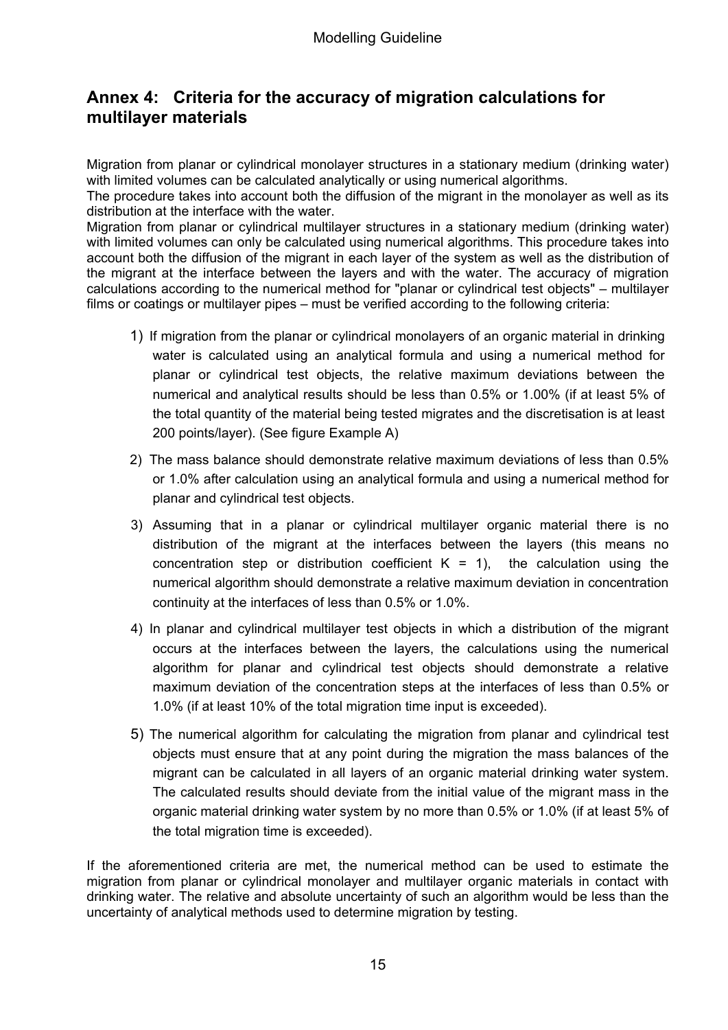## Annex 4: Criteria for the accuracy of migration calculations for multilayer materials

Migration from planar or cylindrical monolayer structures in a stationary medium (drinking water) with limited volumes can be calculated analytically or using numerical algorithms.
The procedure takes into account both the diffusion of the migrant in the monolayer as well as its distribution at the interface with the water.
Migration from planar or cylindrical multilayer structures in a stationary medium (drinking water) with limited volumes can only be calculated using numerical algorithms. This procedure takes into account both the diffusion of the migrant in each layer of the system as well as the distribution of the migrant at the interface between the layers and with the water. The accuracy of migration calculations according to the numerical method for "planar or cylindrical test objects" – multilayer films or coatings or multilayer pipes – must be verified according to the following criteria:

1) If migration from the planar or cylindrical monolayers of an organic material in drinking water is calculated using an analytical formula and using a numerical method for planar or cylindrical test objects, the relative maximum deviations between the numerical and analytical results should be less than 0.5% or 1.00% (if at least 5% of the total quantity of the material being tested migrates and the discretisation is at least 200 points/layer). (See figure Example A)

2) The mass balance should demonstrate relative maximum deviations of less than 0.5% or 1.0% after calculation using an analytical formula and using a numerical method for planar and cylindrical test objects.

3) Assuming that in a planar or cylindrical multilayer organic material there is no distribution of the migrant at the interfaces between the layers (this means no concentration step or distribution coefficient $K = 1$), the calculation using the numerical algorithm should demonstrate a relative maximum deviation in concentration continuity at the interfaces of less than 0.5% or 1.0%.

4) In planar and cylindrical multilayer test objects in which a distribution of the migrant occurs at the interfaces between the layers, the calculations using the numerical algorithm for planar and cylindrical test objects should demonstrate a relative maximum deviation of the concentration steps at the interfaces of less than 0.5% or 1.0% (if at least 10% of the total migration time input is exceeded).

5) The numerical algorithm for calculating the migration from planar and cylindrical test objects must ensure that at any point during the migration the mass balances of the migrant can be calculated in all layers of an organic material drinking water system. The calculated results should deviate from the initial value of the migrant mass in the organic material drinking water system by no more than 0.5% or 1.0% (if at least 5% of the total migration time is exceeded).

If the aforementioned criteria are met, the numerical method can be used to estimate the migration from planar or cylindrical monolayer and multilayer organic materials in contact with drinking water. The relative and absolute uncertainty of such an algorithm would be less than the uncertainty of analytical methods used to determine migration by testing.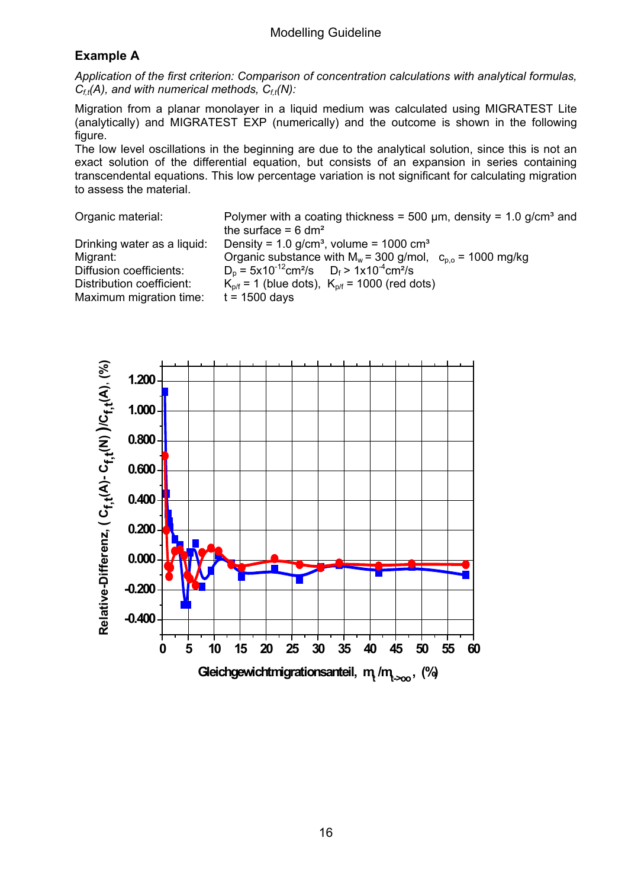## Example A

*Application of the first criterion: Comparison of concentration calculations with analytical formulas, $C_{f,t}(A)$, and with numerical methods, $C_{f,t}(N)$:*

Migration from a planar monolayer in a liquid medium was calculated using MIGRATEST Lite (analytically) and MIGRATEST EXP (numerically) and the outcome is shown in the following figure.
The low level oscillations in the beginning are due to the analytical solution, since this is not an exact solution of the differential equation, but consists of an expansion in series containing transcendental equations. This low percentage variation is not significant for calculating migration to assess the material.

| | |
|---|---|
| Organic material: | Polymer with a coating thickness = 500 µm, density = 1.0 g/cm³ and the surface = 6 dm² |
| Drinking water as a liquid: | Density = 1.0 g/cm³, volume = 1000 cm³ |
| Migrant: | Organic substance with $M_w$ = 300 g/mol, $c_{p,o}$ = 1000 mg/kg |
| Diffusion coefficients: | $D_p = 5x10^{-12}$cm²/s $D_f > 1x10^{-4}$cm²/s |
| Distribution coefficient: | $K_{p/f}$ = 1 (blue dots), $K_{p/f}$ = 1000 (red dots) |
| Maximum migration time: | t = 1500 days |

Relative-Differenz, $( C_{f,t}(A)- C_{f,t}(N) )/C_{f,t}(A)$, (%) vs. Gleichgewichtmigrationsanteil, $m_t/m_{t\to\infty}$, (%)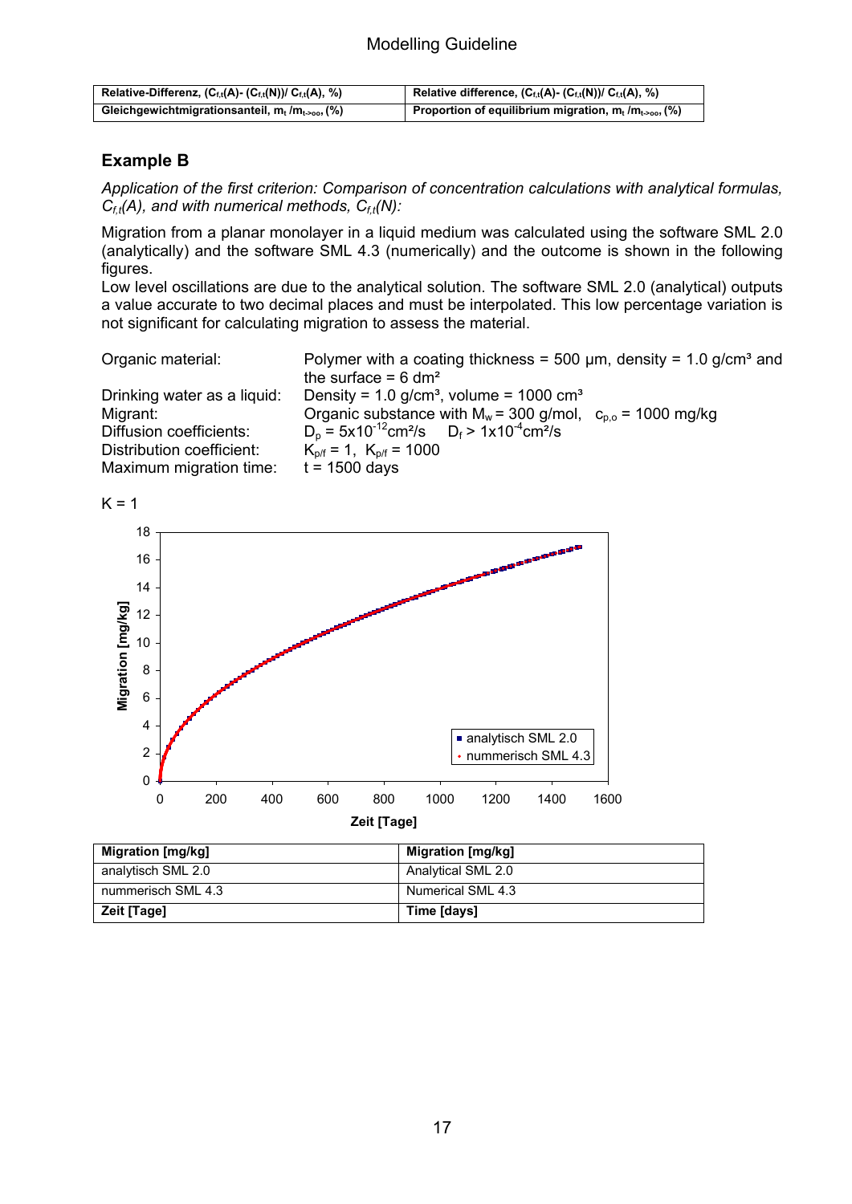| Relative-Differenz, $(C_{f,t}(A)$- $(C_{f,t}(N))$/ $C_{f,t}(A)$, %) | Relative difference, $(C_{f,t}(A)$- $(C_{f,t}(N))$/ $C_{f,t}(A)$, %) |
|---|---|
| Gleichgewichtmigrationsanteil, $m_t$ /$m_{t\to\infty}$, (%) | Proportion of equilibrium migration, $m_t$ /$m_{t\to\infty}$, (%) |

## Example B

*Application of the first criterion: Comparison of concentration calculations with analytical formulas, $C_{f,t}(A)$, and with numerical methods, $C_{f,t}(N)$:*

Migration from a planar monolayer in a liquid medium was calculated using the software SML 2.0 (analytically) and the software SML 4.3 (numerically) and the outcome is shown in the following figures.
Low level oscillations are due to the analytical solution. The software SML 2.0 (analytical) outputs a value accurate to two decimal places and must be interpolated. This low percentage variation is not significant for calculating migration to assess the material.

Organic material: Polymer with a coating thickness = 500 µm, density = 1.0 g/cm³ and the surface = 6 dm²
Drinking water as a liquid: Density = 1.0 g/cm³, volume = 1000 cm³
Migrant: Organic substance with $M_w$ = 300 g/mol, $c_{p,o}$ = 1000 mg/kg
Diffusion coefficients: $D_p = 5x10^{-12}$cm²/s $D_f > 1x10^{-4}$cm²/s
Distribution coefficient: $K_{p/f}$ = 1, $K_{p/f}$ = 1000
Maximum migration time: t = 1500 days

K = 1

| Migration [mg/kg] | Migration [mg/kg] |
|---|---|
| analytisch SML 2.0 | Analytical SML 2.0 |
| nummerisch SML 4.3 | Numerical SML 4.3 |
| Zeit [Tage] | Time [days] |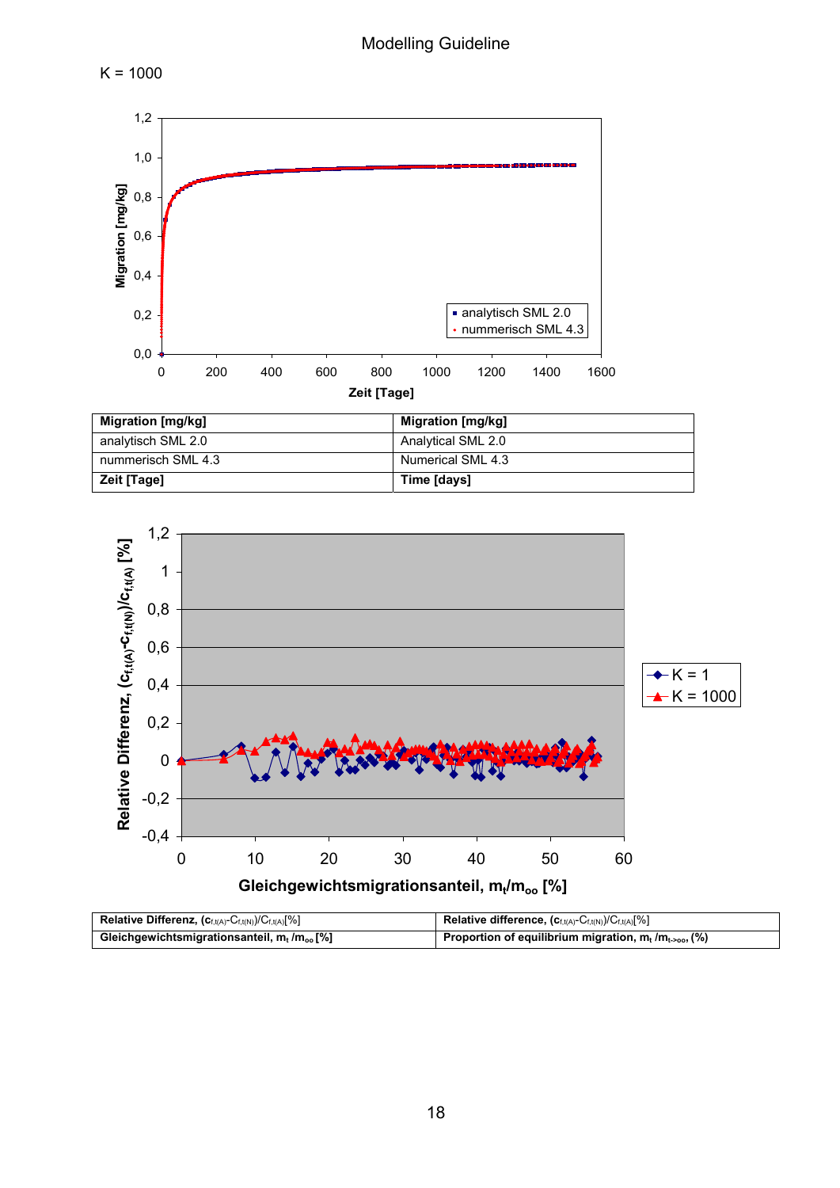K = 1000

| Migration [mg/kg] | Migration [mg/kg] |
|---|---|
| analytisch SML 2.0 | Analytical SML 2.0 |
| nummerisch SML 4.3 | Numerical SML 4.3 |
| **Zeit [Tage]** | **Time [days]** |

| **Relative Differenz, ($c_{f,t(A)}$-$C_{f,t(N)}$)/$C_{f,t(A)}$[%]** | **Relative difference, ($c_{f,t(A)}$-$C_{f,t(N)}$)/$C_{f,t(A)}$[%]** |
|---|---|
| **Gleichgewichtsmigrationsanteil, $m_t$ /$m_{oo}$ [%]** | **Proportion of equilibrium migration, $m_t$ /$m_{t\to oo}$, (%)** |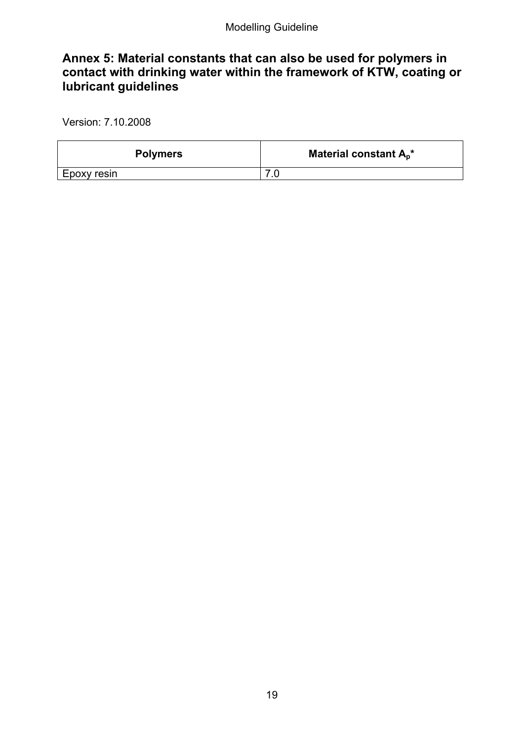## Annex 5: Material constants that can also be used for polymers in contact with drinking water within the framework of KTW, coating or lubricant guidelines

Version: 7.10.2008

| Polymers | Material constant $A_p$* |
|---|---|
| Epoxy resin | 7.0 |